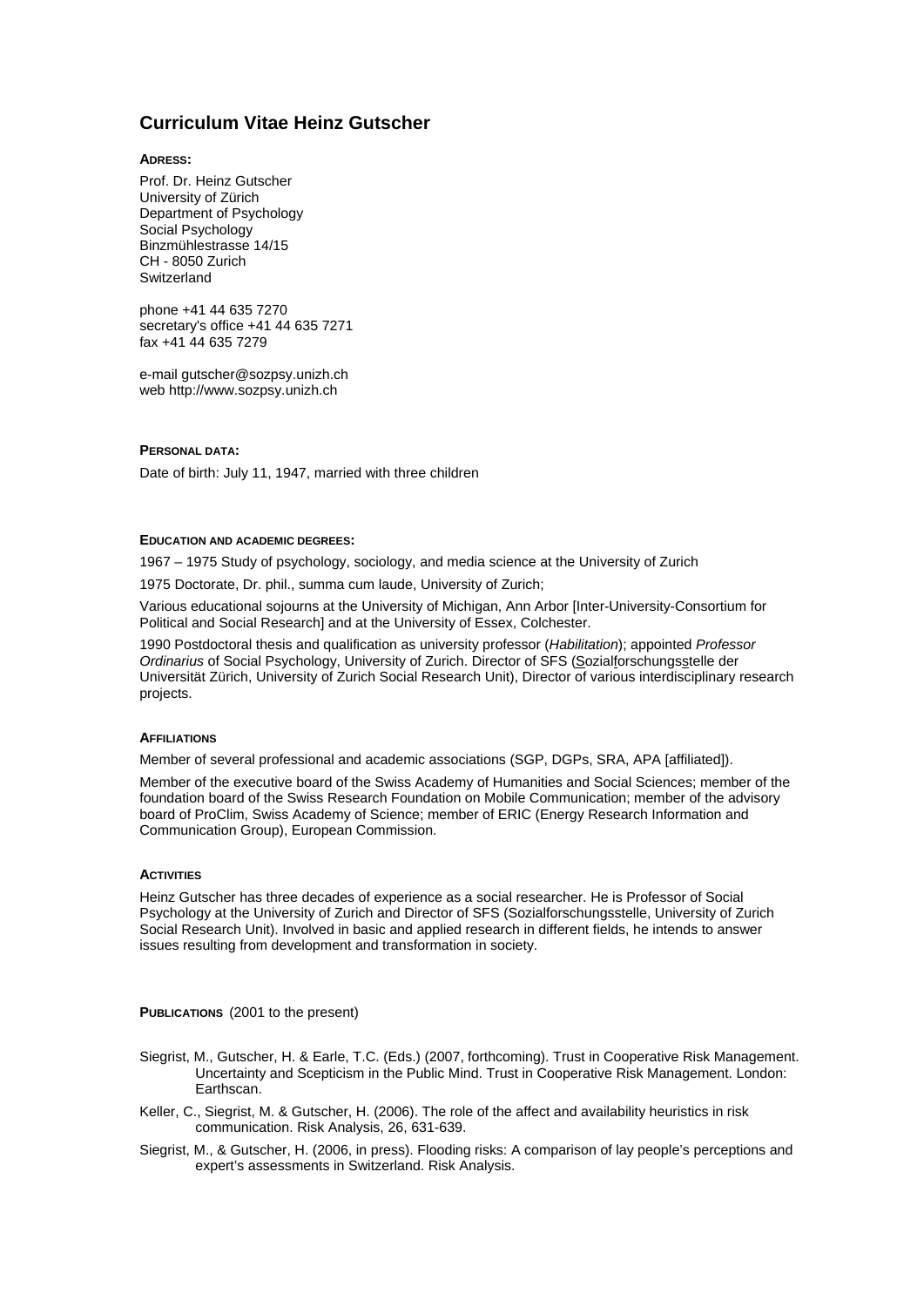# Curriculum Vitae Heinz Gutscher

**ADRESS:**

Prof. Dr. Heinz Gutscher
University of Zürich
Department of Psychology
Social Psychology
Binzmühlestrasse 14/15
CH - 8050 Zurich
Switzerland

phone +41 44 635 7270
secretary's office +41 44 635 7271
fax +41 44 635 7279

e-mail gutscher@sozpsy.unizh.ch
web http://www.sozpsy.unizh.ch

**PERSONAL DATA:**

Date of birth: July 11, 1947, married with three children

**EDUCATION AND ACADEMIC DEGREES:**

1967 – 1975 Study of psychology, sociology, and media science at the University of Zurich

1975 Doctorate, Dr. phil., summa cum laude, University of Zurich;

Various educational sojourns at the University of Michigan, Ann Arbor [Inter-University-Consortium for Political and Social Research] and at the University of Essex, Colchester.

1990 Postdoctoral thesis and qualification as university professor (*Habilitation*); appointed *Professor Ordinarius* of Social Psychology, University of Zurich. Director of SFS (Sozialforschungsstelle der Universität Zürich, University of Zurich Social Research Unit), Director of various interdisciplinary research projects.

**AFFILIATIONS**

Member of several professional and academic associations (SGP, DGPs, SRA, APA [affiliated]).

Member of the executive board of the Swiss Academy of Humanities and Social Sciences; member of the foundation board of the Swiss Research Foundation on Mobile Communication; member of the advisory board of ProClim, Swiss Academy of Science; member of ERIC (Energy Research Information and Communication Group), European Commission.

**ACTIVITIES**

Heinz Gutscher has three decades of experience as a social researcher. He is Professor of Social Psychology at the University of Zurich and Director of SFS (Sozialforschungsstelle, University of Zurich Social Research Unit). Involved in basic and applied research in different fields, he intends to answer issues resulting from development and transformation in society.

**PUBLICATIONS** (2001 to the present)

Siegrist, M., Gutscher, H. & Earle, T.C. (Eds.) (2007, forthcoming). Trust in Cooperative Risk Management. Uncertainty and Scepticism in the Public Mind. Trust in Cooperative Risk Management. London: Earthscan.

Keller, C., Siegrist, M. & Gutscher, H. (2006). The role of the affect and availability heuristics in risk communication. Risk Analysis, 26, 631-639.

Siegrist, M., & Gutscher, H. (2006, in press). Flooding risks: A comparison of lay people's perceptions and expert's assessments in Switzerland. Risk Analysis.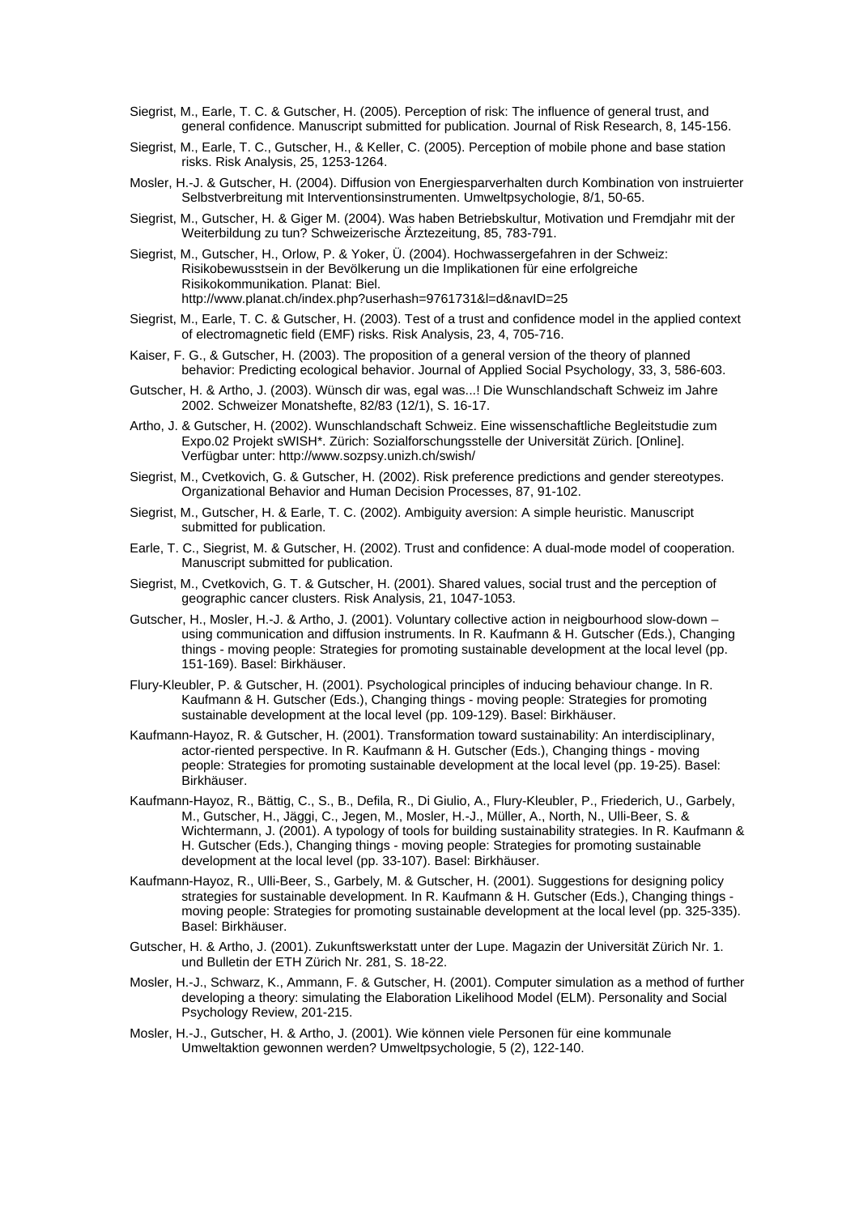Siegrist, M., Earle, T. C. & Gutscher, H. (2005). Perception of risk: The influence of general trust, and general confidence. Manuscript submitted for publication. Journal of Risk Research, 8, 145-156.

Siegrist, M., Earle, T. C., Gutscher, H., & Keller, C. (2005). Perception of mobile phone and base station risks. Risk Analysis, 25, 1253-1264.

Mosler, H.-J. & Gutscher, H. (2004). Diffusion von Energiesparverhalten durch Kombination von instruierter Selbstverbreitung mit Interventionsinstrumenten. Umweltpsychologie, 8/1, 50-65.

Siegrist, M., Gutscher, H. & Giger M. (2004). Was haben Betriebskultur, Motivation und Fremdjahr mit der Weiterbildung zu tun? Schweizerische Ärztezeitung, 85, 783-791.

Siegrist, M., Gutscher, H., Orlow, P. & Yoker, Ü. (2004). Hochwassergefahren in der Schweiz: Risikobewusstsein in der Bevölkerung un die Implikationen für eine erfolgreiche Risikokommunikation. Planat: Biel. http://www.planat.ch/index.php?userhash=9761731&l=d&navID=25

Siegrist, M., Earle, T. C. & Gutscher, H. (2003). Test of a trust and confidence model in the applied context of electromagnetic field (EMF) risks. Risk Analysis, 23, 4, 705-716.

Kaiser, F. G., & Gutscher, H. (2003). The proposition of a general version of the theory of planned behavior: Predicting ecological behavior. Journal of Applied Social Psychology, 33, 3, 586-603.

Gutscher, H. & Artho, J. (2003). Wünsch dir was, egal was...! Die Wunschlandschaft Schweiz im Jahre 2002. Schweizer Monatshefte, 82/83 (12/1), S. 16-17.

Artho, J. & Gutscher, H. (2002). Wunschlandschaft Schweiz. Eine wissenschaftliche Begleitstudie zum Expo.02 Projekt sWISH*. Zürich: Sozialforschungsstelle der Universität Zürich. [Online]. Verfügbar unter: http://www.sozpsy.unizh.ch/swish/

Siegrist, M., Cvetkovich, G. & Gutscher, H. (2002). Risk preference predictions and gender stereotypes. Organizational Behavior and Human Decision Processes, 87, 91-102.

Siegrist, M., Gutscher, H. & Earle, T. C. (2002). Ambiguity aversion: A simple heuristic. Manuscript submitted for publication.

Earle, T. C., Siegrist, M. & Gutscher, H. (2002). Trust and confidence: A dual-mode model of cooperation. Manuscript submitted for publication.

Siegrist, M., Cvetkovich, G. T. & Gutscher, H. (2001). Shared values, social trust and the perception of geographic cancer clusters. Risk Analysis, 21, 1047-1053.

Gutscher, H., Mosler, H.-J. & Artho, J. (2001). Voluntary collective action in neigbourhood slow-down – using communication and diffusion instruments. In R. Kaufmann & H. Gutscher (Eds.), Changing things - moving people: Strategies for promoting sustainable development at the local level (pp. 151-169). Basel: Birkhäuser.

Flury-Kleubler, P. & Gutscher, H. (2001). Psychological principles of inducing behaviour change. In R. Kaufmann & H. Gutscher (Eds.), Changing things - moving people: Strategies for promoting sustainable development at the local level (pp. 109-129). Basel: Birkhäuser.

Kaufmann-Hayoz, R. & Gutscher, H. (2001). Transformation toward sustainability: An interdisciplinary, actor-riented perspective. In R. Kaufmann & H. Gutscher (Eds.), Changing things - moving people: Strategies for promoting sustainable development at the local level (pp. 19-25). Basel: Birkhäuser.

Kaufmann-Hayoz, R., Bättig, C., S., B., Defila, R., Di Giulio, A., Flury-Kleubler, P., Friederich, U., Garbely, M., Gutscher, H., Jäggi, C., Jegen, M., Mosler, H.-J., Müller, A., North, N., Ulli-Beer, S. & Wichtermann, J. (2001). A typology of tools for building sustainability strategies. In R. Kaufmann & H. Gutscher (Eds.), Changing things - moving people: Strategies for promoting sustainable development at the local level (pp. 33-107). Basel: Birkhäuser.

Kaufmann-Hayoz, R., Ulli-Beer, S., Garbely, M. & Gutscher, H. (2001). Suggestions for designing policy strategies for sustainable development. In R. Kaufmann & H. Gutscher (Eds.), Changing things - moving people: Strategies for promoting sustainable development at the local level (pp. 325-335). Basel: Birkhäuser.

Gutscher, H. & Artho, J. (2001). Zukunftswerkstatt unter der Lupe. Magazin der Universität Zürich Nr. 1. und Bulletin der ETH Zürich Nr. 281, S. 18-22.

Mosler, H.-J., Schwarz, K., Ammann, F. & Gutscher, H. (2001). Computer simulation as a method of further developing a theory: simulating the Elaboration Likelihood Model (ELM). Personality and Social Psychology Review, 201-215.

Mosler, H.-J., Gutscher, H. & Artho, J. (2001). Wie können viele Personen für eine kommunale Umweltaktion gewonnen werden? Umweltpsychologie, 5 (2), 122-140.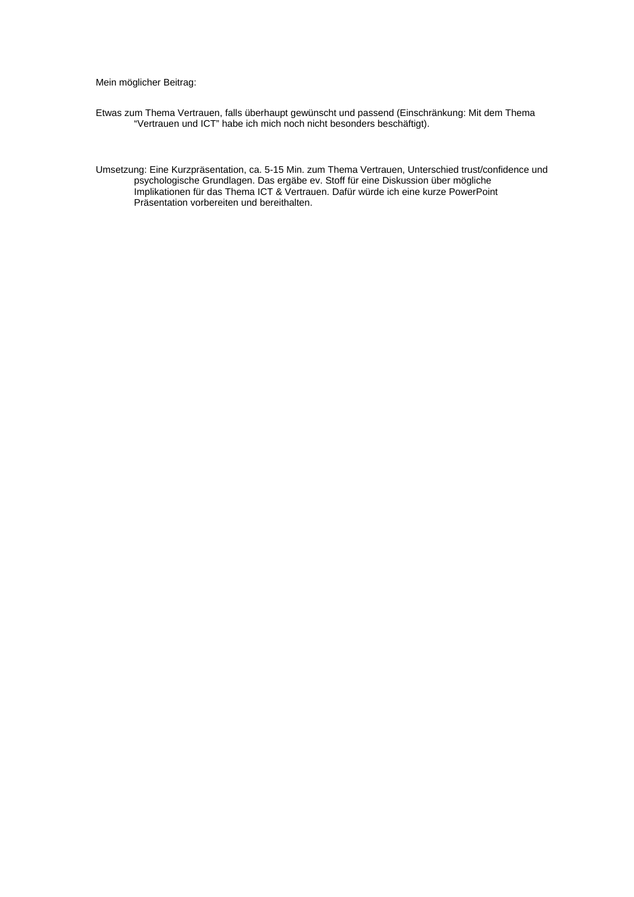Mein möglicher Beitrag:

Etwas zum Thema Vertrauen, falls überhaupt gewünscht und passend (Einschränkung: Mit dem Thema "Vertrauen und ICT" habe ich mich noch nicht besonders beschäftigt).

Umsetzung: Eine Kurzpräsentation, ca. 5-15 Min. zum Thema Vertrauen, Unterschied trust/confidence und psychologische Grundlagen. Das ergäbe ev. Stoff für eine Diskussion über mögliche Implikationen für das Thema ICT & Vertrauen. Dafür würde ich eine kurze PowerPoint Präsentation vorbereiten und bereithalten.